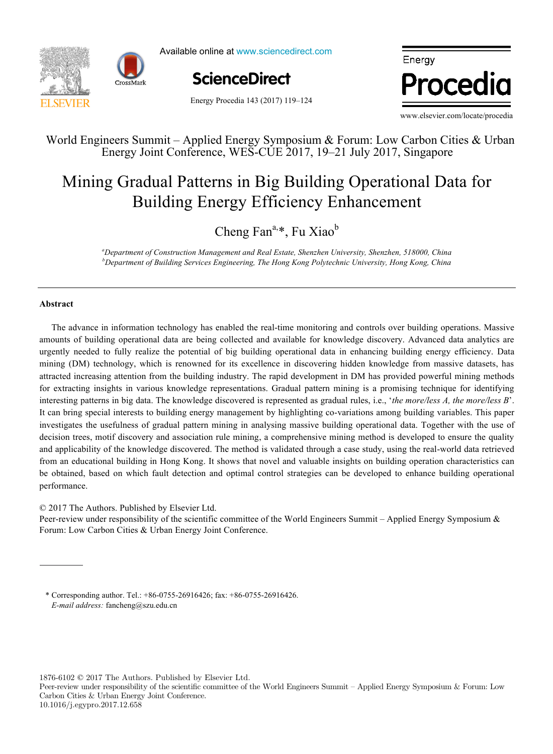World Engineers Summit – Applied Energy Symposium & Forum: Low Carbon Cities & Urban Energy Joint Conference, WES-CUE 2017, 19–21 July 2017, Singapore

# Mining Gradual Patterns in Big Building Operational Data for Building Energy Efficiency Enhancement

Cheng Fan[a,]*, Fu Xiao[b]

[a]*Department of Construction Management and Real Estate, Shenzhen University, Shenzhen, 518000, China*
[b]*Department of Building Services Engineering, The Hong Kong Polytechnic University, Hong Kong, China*

## Abstract

The advance in information technology has enabled the real-time monitoring and controls over building operations. Massive amounts of building operational data are being collected and available for knowledge discovery. Advanced data analytics are urgently needed to fully realize the potential of big building operational data in enhancing building energy efficiency. Data mining (DM) technology, which is renowned for its excellence in discovering hidden knowledge from massive datasets, has attracted increasing attention from the building industry. The rapid development in DM has provided powerful mining methods for extracting insights in various knowledge representations. Gradual pattern mining is a promising technique for identifying interesting patterns in big data. The knowledge discovered is represented as gradual rules, i.e., '*the more/less A, the more/less B*'. It can bring special interests to building energy management by highlighting co-variations among building variables. This paper investigates the usefulness of gradual pattern mining in analysing massive building operational data. Together with the use of decision trees, motif discovery and association rule mining, a comprehensive mining method is developed to ensure the quality and applicability of the knowledge discovered. The method is validated through a case study, using the real-world data retrieved from an educational building in Hong Kong. It shows that novel and valuable insights on building operation characteristics can be obtained, based on which fault detection and optimal control strategies can be developed to enhance building operational performance.

© 2017 The Authors. Published by Elsevier Ltd.
Peer-review under responsibility of the scientific committee of the World Engineers Summit – Applied Energy Symposium & Forum: Low Carbon Cities & Urban Energy Joint Conference.

\* Corresponding author. Tel.: +86-0755-26916426; fax: +86-0755-26916426.
*E-mail address:* fancheng@szu.edu.cn

1876-6102 © 2017 The Authors. Published by Elsevier Ltd.
Peer-review under responsibility of the scientific committee of the World Engineers Summit – Applied Energy Symposium & Forum: Low Carbon Cities & Urban Energy Joint Conference.
10.1016/j.egypro.2017.12.658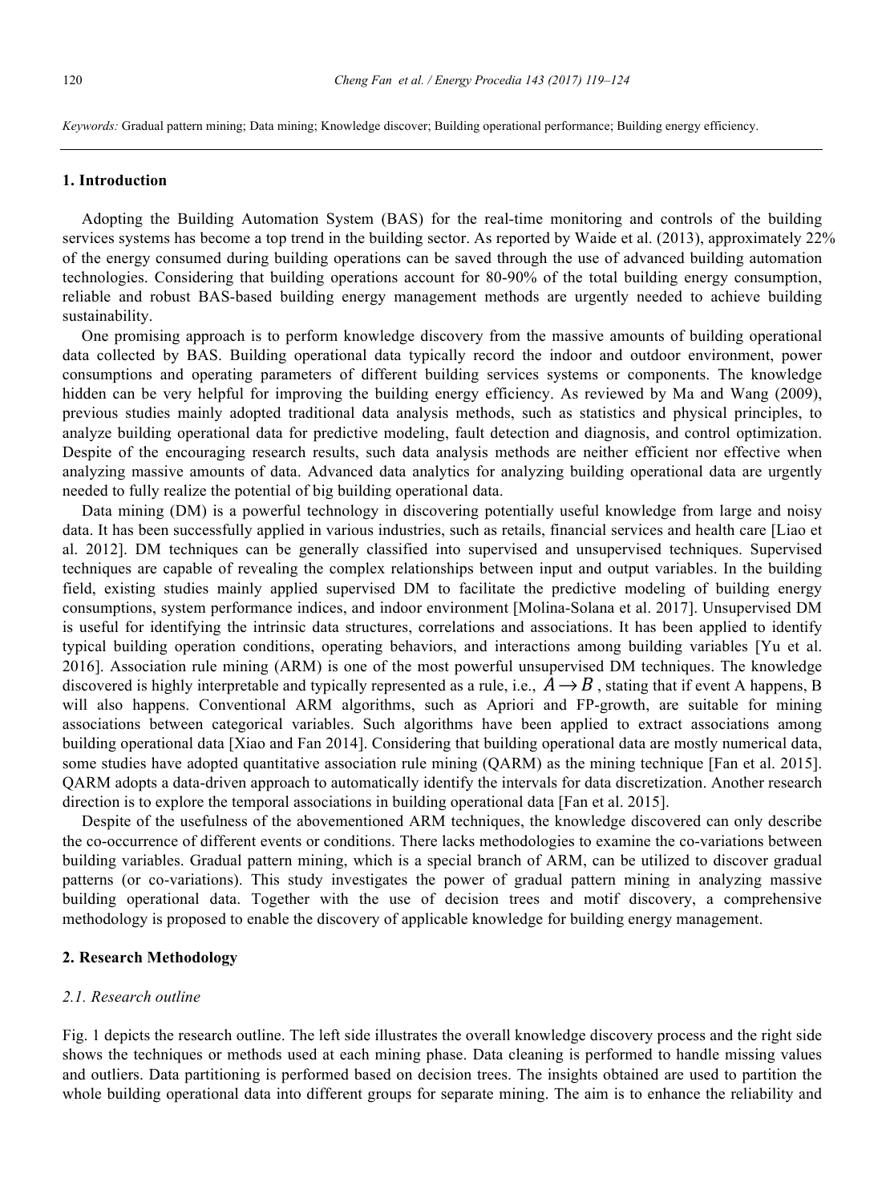*Keywords:* Gradual pattern mining; Data mining; Knowledge discover; Building operational performance; Building energy efficiency.

## 1. Introduction

Adopting the Building Automation System (BAS) for the real-time monitoring and controls of the building services systems has become a top trend in the building sector. As reported by Waide et al. (2013), approximately 22% of the energy consumed during building operations can be saved through the use of advanced building automation technologies. Considering that building operations account for 80-90% of the total building energy consumption, reliable and robust BAS-based building energy management methods are urgently needed to achieve building sustainability.

One promising approach is to perform knowledge discovery from the massive amounts of building operational data collected by BAS. Building operational data typically record the indoor and outdoor environment, power consumptions and operating parameters of different building services systems or components. The knowledge hidden can be very helpful for improving the building energy efficiency. As reviewed by Ma and Wang (2009), previous studies mainly adopted traditional data analysis methods, such as statistics and physical principles, to analyze building operational data for predictive modeling, fault detection and diagnosis, and control optimization. Despite of the encouraging research results, such data analysis methods are neither efficient nor effective when analyzing massive amounts of data. Advanced data analytics for analyzing building operational data are urgently needed to fully realize the potential of big building operational data.

Data mining (DM) is a powerful technology in discovering potentially useful knowledge from large and noisy data. It has been successfully applied in various industries, such as retails, financial services and health care [Liao et al. 2012]. DM techniques can be generally classified into supervised and unsupervised techniques. Supervised techniques are capable of revealing the complex relationships between input and output variables. In the building field, existing studies mainly applied supervised DM to facilitate the predictive modeling of building energy consumptions, system performance indices, and indoor environment [Molina-Solana et al. 2017]. Unsupervised DM is useful for identifying the intrinsic data structures, correlations and associations. It has been applied to identify typical building operation conditions, operating behaviors, and interactions among building variables [Yu et al. 2016]. Association rule mining (ARM) is one of the most powerful unsupervised DM techniques. The knowledge discovered is highly interpretable and typically represented as a rule, i.e., $A \rightarrow B$, stating that if event A happens, B will also happens. Conventional ARM algorithms, such as Apriori and FP-growth, are suitable for mining associations between categorical variables. Such algorithms have been applied to extract associations among building operational data [Xiao and Fan 2014]. Considering that building operational data are mostly numerical data, some studies have adopted quantitative association rule mining (QARM) as the mining technique [Fan et al. 2015]. QARM adopts a data-driven approach to automatically identify the intervals for data discretization. Another research direction is to explore the temporal associations in building operational data [Fan et al. 2015].

Despite of the usefulness of the abovementioned ARM techniques, the knowledge discovered can only describe the co-occurrence of different events or conditions. There lacks methodologies to examine the co-variations between building variables. Gradual pattern mining, which is a special branch of ARM, can be utilized to discover gradual patterns (or co-variations). This study investigates the power of gradual pattern mining in analyzing massive building operational data. Together with the use of decision trees and motif discovery, a comprehensive methodology is proposed to enable the discovery of applicable knowledge for building energy management.

## 2. Research Methodology

### 2.1. Research outline

Fig. 1 depicts the research outline. The left side illustrates the overall knowledge discovery process and the right side shows the techniques or methods used at each mining phase. Data cleaning is performed to handle missing values and outliers. Data partitioning is performed based on decision trees. The insights obtained are used to partition the whole building operational data into different groups for separate mining. The aim is to enhance the reliability and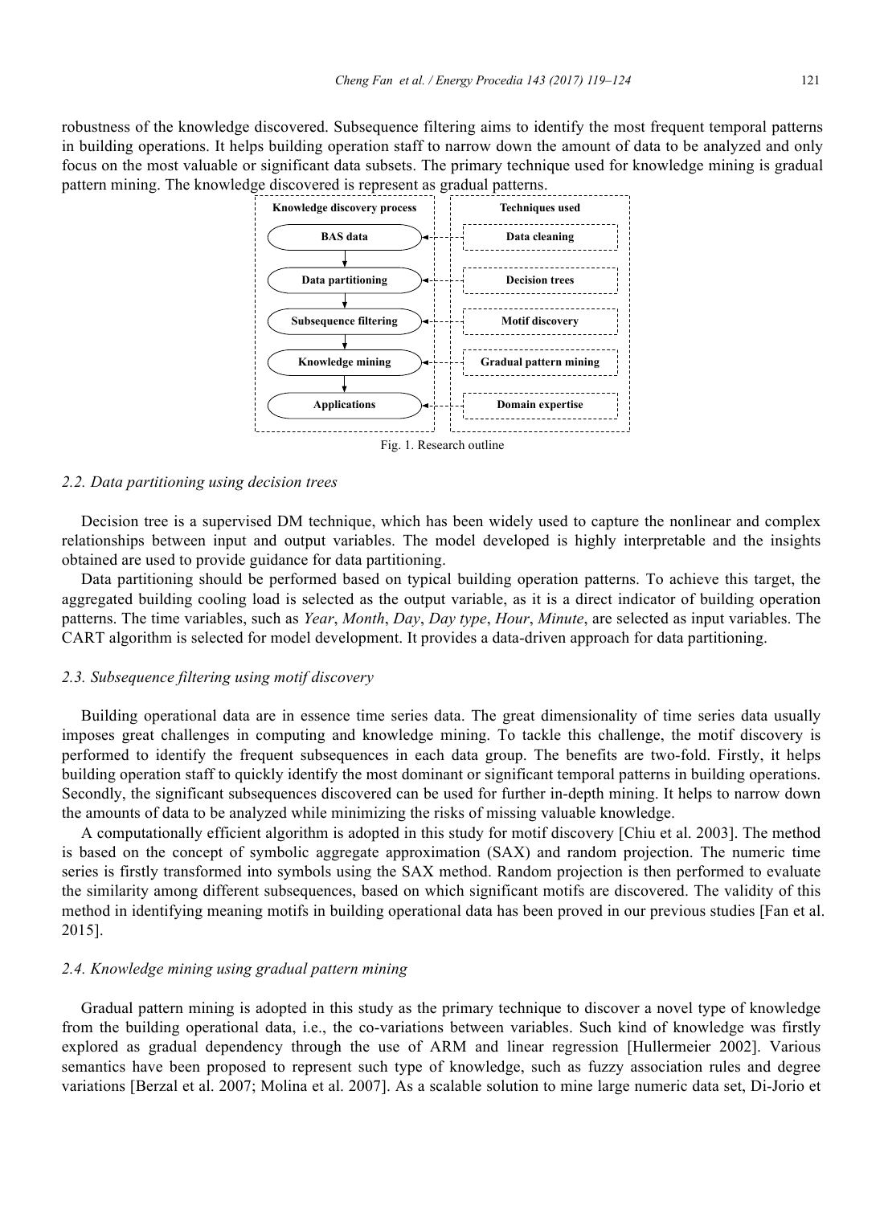robustness of the knowledge discovered. Subsequence filtering aims to identify the most frequent temporal patterns in building operations. It helps building operation staff to narrow down the amount of data to be analyzed and only focus on the most valuable or significant data subsets. The primary technique used for knowledge mining is gradual pattern mining. The knowledge discovered is represent as gradual patterns.

| Knowledge discovery process | Techniques used |
| --- | --- |
| BAS data | Data cleaning |
| Data partitioning | Decision trees |
| Subsequence filtering | Motif discovery |
| Knowledge mining | Gradual pattern mining |
| Applications | Domain expertise |

Fig. 1. Research outline

### 2.2. Data partitioning using decision trees

Decision tree is a supervised DM technique, which has been widely used to capture the nonlinear and complex relationships between input and output variables. The model developed is highly interpretable and the insights obtained are used to provide guidance for data partitioning.

Data partitioning should be performed based on typical building operation patterns. To achieve this target, the aggregated building cooling load is selected as the output variable, as it is a direct indicator of building operation patterns. The time variables, such as *Year*, *Month*, *Day*, *Day type*, *Hour*, *Minute*, are selected as input variables. The CART algorithm is selected for model development. It provides a data-driven approach for data partitioning.

### 2.3. Subsequence filtering using motif discovery

Building operational data are in essence time series data. The great dimensionality of time series data usually imposes great challenges in computing and knowledge mining. To tackle this challenge, the motif discovery is performed to identify the frequent subsequences in each data group. The benefits are two-fold. Firstly, it helps building operation staff to quickly identify the most dominant or significant temporal patterns in building operations. Secondly, the significant subsequences discovered can be used for further in-depth mining. It helps to narrow down the amounts of data to be analyzed while minimizing the risks of missing valuable knowledge.

A computationally efficient algorithm is adopted in this study for motif discovery [Chiu et al. 2003]. The method is based on the concept of symbolic aggregate approximation (SAX) and random projection. The numeric time series is firstly transformed into symbols using the SAX method. Random projection is then performed to evaluate the similarity among different subsequences, based on which significant motifs are discovered. The validity of this method in identifying meaning motifs in building operational data has been proved in our previous studies [Fan et al. 2015].

### 2.4. Knowledge mining using gradual pattern mining

Gradual pattern mining is adopted in this study as the primary technique to discover a novel type of knowledge from the building operational data, i.e., the co-variations between variables. Such kind of knowledge was firstly explored as gradual dependency through the use of ARM and linear regression [Hullermeier 2002]. Various semantics have been proposed to represent such type of knowledge, such as fuzzy association rules and degree variations [Berzal et al. 2007; Molina et al. 2007]. As a scalable solution to mine large numeric data set, Di-Jorio et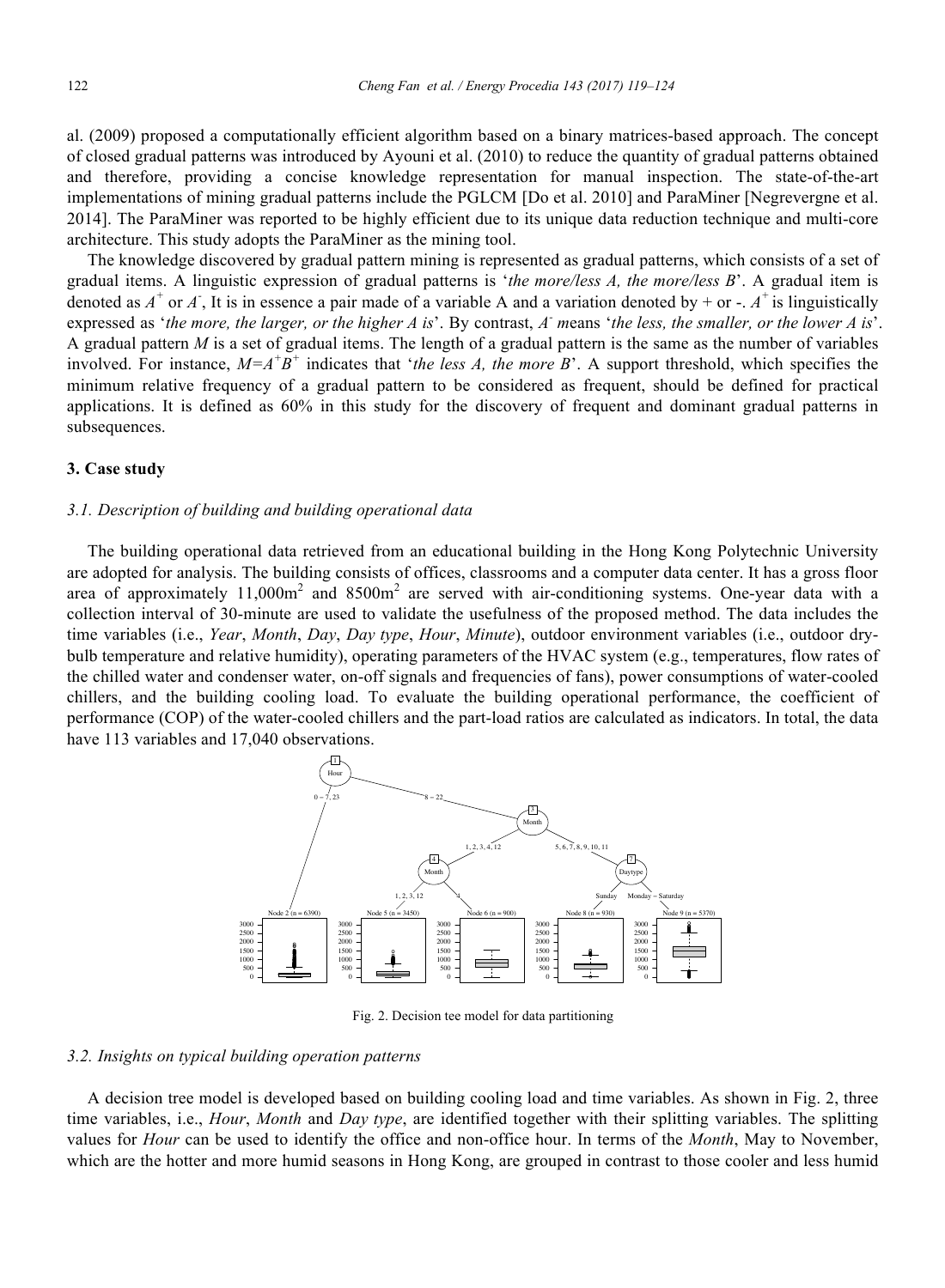al. (2009) proposed a computationally efficient algorithm based on a binary matrices-based approach. The concept of closed gradual patterns was introduced by Ayouni et al. (2010) to reduce the quantity of gradual patterns obtained and therefore, providing a concise knowledge representation for manual inspection. The state-of-the-art implementations of mining gradual patterns include the PGLCM [Do et al. 2010] and ParaMiner [Negrevergne et al. 2014]. The ParaMiner was reported to be highly efficient due to its unique data reduction technique and multi-core architecture. This study adopts the ParaMiner as the mining tool.

The knowledge discovered by gradual pattern mining is represented as gradual patterns, which consists of a set of gradual items. A linguistic expression of gradual patterns is '*the more/less A, the more/less B*'. A gradual item is denoted as $A^+$ or $A^-$, It is in essence a pair made of a variable A and a variation denoted by + or -. $A^+$ is linguistically expressed as '*the more, the larger, or the higher A is*'. By contrast, $A^-$ *m*eans '*the less, the smaller, or the lower A is*'. A gradual pattern *M* is a set of gradual items. The length of a gradual pattern is the same as the number of variables involved. For instance, $M=A^+B^+$ indicates that '*the less A, the more B*'. A support threshold, which specifies the minimum relative frequency of a gradual pattern to be considered as frequent, should be defined for practical applications. It is defined as 60% in this study for the discovery of frequent and dominant gradual patterns in subsequences.

## 3. Case study

### *3.1. Description of building and building operational data*

The building operational data retrieved from an educational building in the Hong Kong Polytechnic University are adopted for analysis. The building consists of offices, classrooms and a computer data center. It has a gross floor area of approximately 11,000m$^2$ and 8500m$^2$ are served with air-conditioning systems. One-year data with a collection interval of 30-minute are used to validate the usefulness of the proposed method. The data includes the time variables (i.e., *Year*, *Month*, *Day*, *Day type*, *Hour*, *Minute*), outdoor environment variables (i.e., outdoor dry-bulb temperature and relative humidity), operating parameters of the HVAC system (e.g., temperatures, flow rates of the chilled water and condenser water, on-off signals and frequencies of fans), power consumptions of water-cooled chillers, and the building cooling load. To evaluate the building operational performance, the coefficient of performance (COP) of the water-cooled chillers and the part-load ratios are calculated as indicators. In total, the data have 113 variables and 17,040 observations.

Fig. 2. Decision tee model for data partitioning

### *3.2. Insights on typical building operation patterns*

A decision tree model is developed based on building cooling load and time variables. As shown in Fig. 2, three time variables, i.e., *Hour*, *Month* and *Day type*, are identified together with their splitting variables. The splitting values for *Hour* can be used to identify the office and non-office hour. In terms of the *Month*, May to November, which are the hotter and more humid seasons in Hong Kong, are grouped in contrast to those cooler and less humid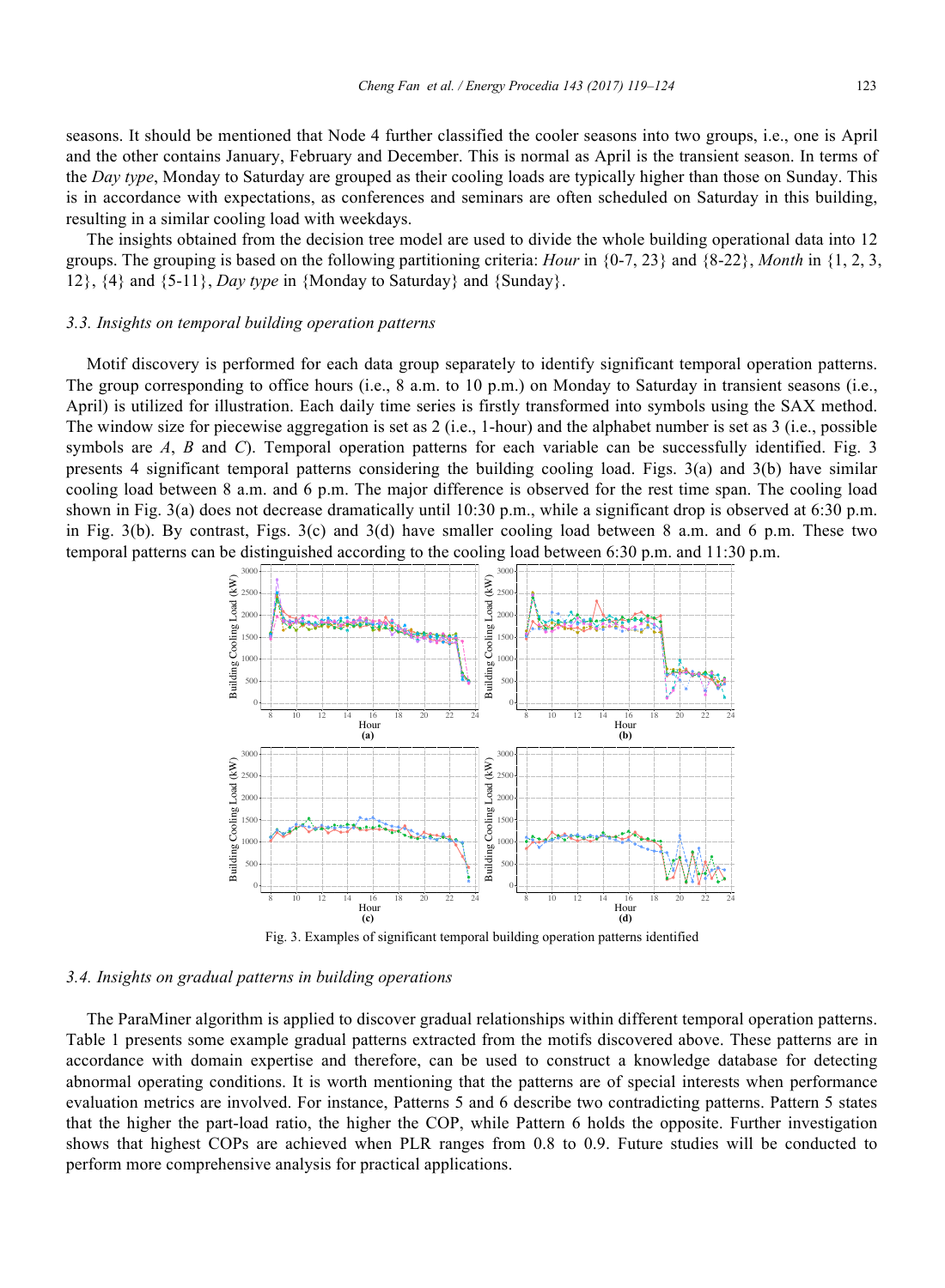seasons. It should be mentioned that Node 4 further classified the cooler seasons into two groups, i.e., one is April and the other contains January, February and December. This is normal as April is the transient season. In terms of the *Day type*, Monday to Saturday are grouped as their cooling loads are typically higher than those on Sunday. This is in accordance with expectations, as conferences and seminars are often scheduled on Saturday in this building, resulting in a similar cooling load with weekdays.

The insights obtained from the decision tree model are used to divide the whole building operational data into 12 groups. The grouping is based on the following partitioning criteria: *Hour* in {0-7, 23} and {8-22}, *Month* in {1, 2, 3, 12}, {4} and {5-11}, *Day type* in {Monday to Saturday} and {Sunday}.

### *3.3. Insights on temporal building operation patterns*

Motif discovery is performed for each data group separately to identify significant temporal operation patterns. The group corresponding to office hours (i.e., 8 a.m. to 10 p.m.) on Monday to Saturday in transient seasons (i.e., April) is utilized for illustration. Each daily time series is firstly transformed into symbols using the SAX method. The window size for piecewise aggregation is set as 2 (i.e., 1-hour) and the alphabet number is set as 3 (i.e., possible symbols are *A*, *B* and *C*). Temporal operation patterns for each variable can be successfully identified. Fig. 3 presents 4 significant temporal patterns considering the building cooling load. Figs. 3(a) and 3(b) have similar cooling load between 8 a.m. and 6 p.m. The major difference is observed for the rest time span. The cooling load shown in Fig. 3(a) does not decrease dramatically until 10:30 p.m., while a significant drop is observed at 6:30 p.m. in Fig. 3(b). By contrast, Figs. 3(c) and 3(d) have smaller cooling load between 8 a.m. and 6 p.m. These two temporal patterns can be distinguished according to the cooling load between 6:30 p.m. and 11:30 p.m.

Fig. 3. Examples of significant temporal building operation patterns identified

### *3.4. Insights on gradual patterns in building operations*

The ParaMiner algorithm is applied to discover gradual relationships within different temporal operation patterns. Table 1 presents some example gradual patterns extracted from the motifs discovered above. These patterns are in accordance with domain expertise and therefore, can be used to construct a knowledge database for detecting abnormal operating conditions. It is worth mentioning that the patterns are of special interests when performance evaluation metrics are involved. For instance, Patterns 5 and 6 describe two contradicting patterns. Pattern 5 states that the higher the part-load ratio, the higher the COP, while Pattern 6 holds the opposite. Further investigation shows that highest COPs are achieved when PLR ranges from 0.8 to 0.9. Future studies will be conducted to perform more comprehensive analysis for practical applications.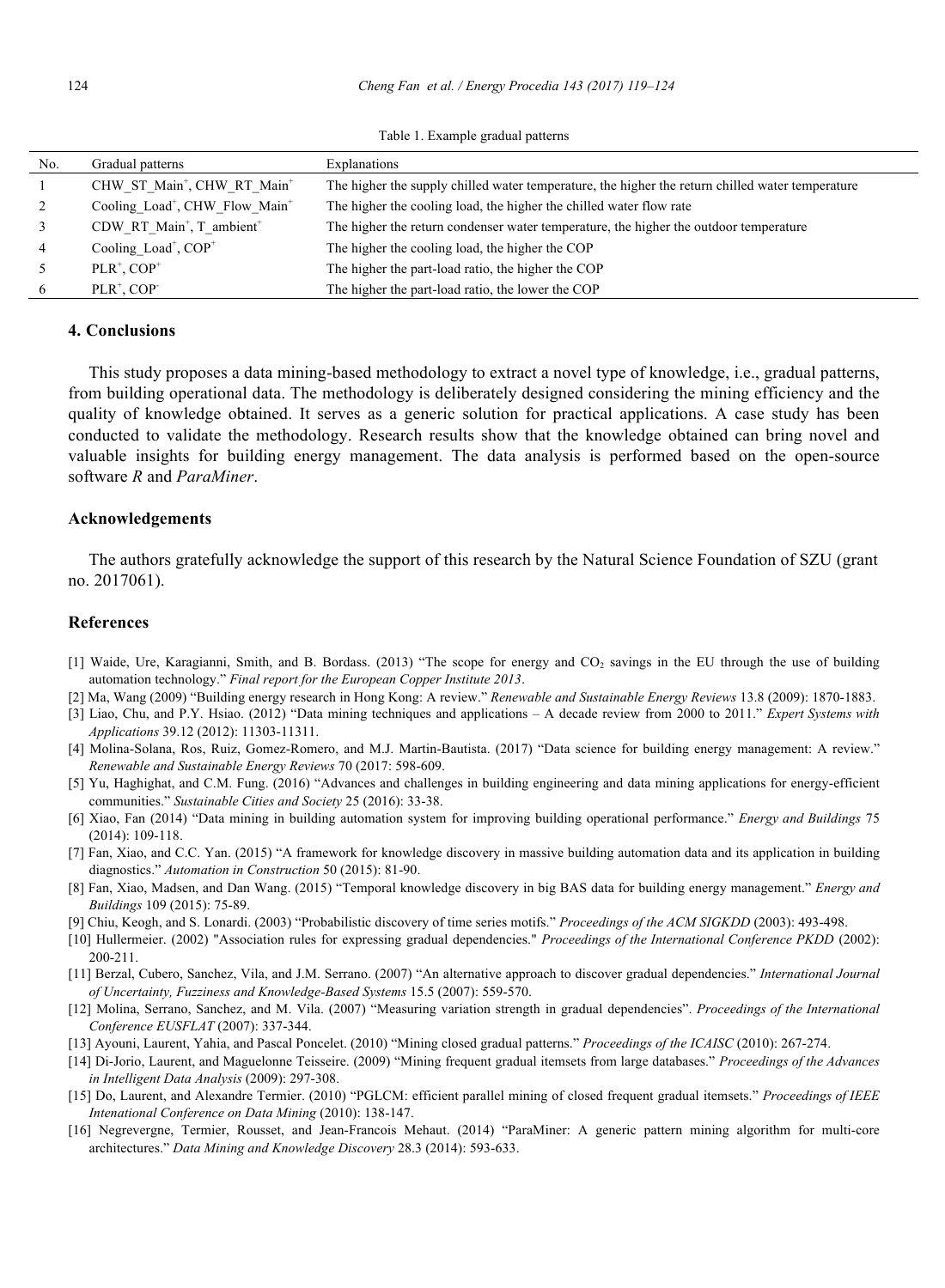Table 1. Example gradual patterns

| No. | Gradual patterns | Explanations |
|---|---|---|
| 1 | CHW_ST_Main$^{+}$, CHW_RT_Main$^{+}$ | The higher the supply chilled water temperature, the higher the return chilled water temperature |
| 2 | Cooling_Load$^{+}$, CHW_Flow_Main$^{+}$ | The higher the cooling load, the higher the chilled water flow rate |
| 3 | CDW_RT_Main$^{+}$, T_ambient$^{+}$ | The higher the return condenser water temperature, the higher the outdoor temperature |
| 4 | Cooling_Load$^{+}$, COP$^{+}$ | The higher the cooling load, the higher the COP |
| 5 | PLR$^{+}$, COP$^{+}$ | The higher the part-load ratio, the higher the COP |
| 6 | PLR$^{+}$, COP$^{-}$ | The higher the part-load ratio, the lower the COP |

## 4. Conclusions

This study proposes a data mining-based methodology to extract a novel type of knowledge, i.e., gradual patterns, from building operational data. The methodology is deliberately designed considering the mining efficiency and the quality of knowledge obtained. It serves as a generic solution for practical applications. A case study has been conducted to validate the methodology. Research results show that the knowledge obtained can bring novel and valuable insights for building energy management. The data analysis is performed based on the open-source software *R* and *ParaMiner*.

## Acknowledgements

The authors gratefully acknowledge the support of this research by the Natural Science Foundation of SZU (grant no. 2017061).

## References

[1] Waide, Ure, Karagianni, Smith, and B. Bordass. (2013) "The scope for energy and $CO_2$ savings in the EU through the use of building automation technology." *Final report for the European Copper Institute 2013*.

[2] Ma, Wang (2009) "Building energy research in Hong Kong: A review." *Renewable and Sustainable Energy Reviews* 13.8 (2009): 1870-1883.

[3] Liao, Chu, and P.Y. Hsiao. (2012) "Data mining techniques and applications – A decade review from 2000 to 2011." *Expert Systems with Applications* 39.12 (2012): 11303-11311.

[4] Molina-Solana, Ros, Ruiz, Gomez-Romero, and M.J. Martin-Bautista. (2017) "Data science for building energy management: A review." *Renewable and Sustainable Energy Reviews* 70 (2017: 598-609.

[5] Yu, Haghighat, and C.M. Fung. (2016) "Advances and challenges in building engineering and data mining applications for energy-efficient communities." *Sustainable Cities and Society* 25 (2016): 33-38.

[6] Xiao, Fan (2014) "Data mining in building automation system for improving building operational performance." *Energy and Buildings* 75 (2014): 109-118.

[7] Fan, Xiao, and C.C. Yan. (2015) "A framework for knowledge discovery in massive building automation data and its application in building diagnostics." *Automation in Construction* 50 (2015): 81-90.

[8] Fan, Xiao, Madsen, and Dan Wang. (2015) "Temporal knowledge discovery in big BAS data for building energy management." *Energy and Buildings* 109 (2015): 75-89.

[9] Chiu, Keogh, and S. Lonardi. (2003) "Probabilistic discovery of time series motifs." *Proceedings of the ACM SIGKDD* (2003): 493-498.

[10] Hullermeier. (2002) "Association rules for expressing gradual dependencies." *Proceedings of the International Conference PKDD* (2002): 200-211.

[11] Berzal, Cubero, Sanchez, Vila, and J.M. Serrano. (2007) "An alternative approach to discover gradual dependencies." *International Journal of Uncertainty, Fuzziness and Knowledge-Based Systems* 15.5 (2007): 559-570.

[12] Molina, Serrano, Sanchez, and M. Vila. (2007) "Measuring variation strength in gradual dependencies". *Proceedings of the International Conference EUSFLAT* (2007): 337-344.

[13] Ayouni, Laurent, Yahia, and Pascal Poncelet. (2010) "Mining closed gradual patterns." *Proceedings of the ICAISC* (2010): 267-274.

[14] Di-Jorio, Laurent, and Maguelonne Teisseire. (2009) "Mining frequent gradual itemsets from large databases." *Proceedings of the Advances in Intelligent Data Analysis* (2009): 297-308.

[15] Do, Laurent, and Alexandre Termier. (2010) "PGLCM: efficient parallel mining of closed frequent gradual itemsets." *Proceedings of IEEE Intenational Conference on Data Mining* (2010): 138-147.

[16] Negrevergne, Termier, Rousset, and Jean-Francois Mehaut. (2014) "ParaMiner: A generic pattern mining algorithm for multi-core architectures." *Data Mining and Knowledge Discovery* 28.3 (2014): 593-633.